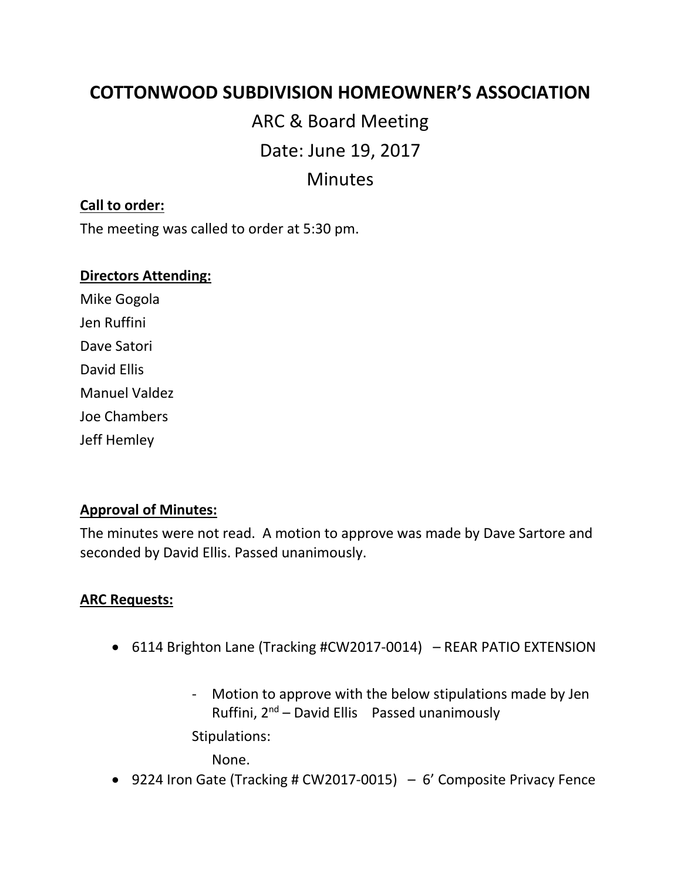# COTTONWOOD SUBDIVISION HOMEOWNER'S ASSOCIATION

## ARC & Board Meeting

## Date: June 19, 2017

## Minutes

**Call to order:**

The meeting was called to order at 5:30 pm.

**Directors Attending:**

Mike Gogola
Jen Ruffini
Dave Satori
David Ellis
Manuel Valdez
Joe Chambers
Jeff Hemley

**Approval of Minutes:**

The minutes were not read. A motion to approve was made by Dave Sartore and seconded by David Ellis. Passed unanimously.

**ARC Requests:**

- 6114 Brighton Lane (Tracking #CW2017-0014) – REAR PATIO EXTENSION
    - Motion to approve with the below stipulations made by Jen Ruffini, 2nd – David Ellis Passed unanimously

    Stipulations:

    None.
- 9224 Iron Gate (Tracking # CW2017-0015) – 6' Composite Privacy Fence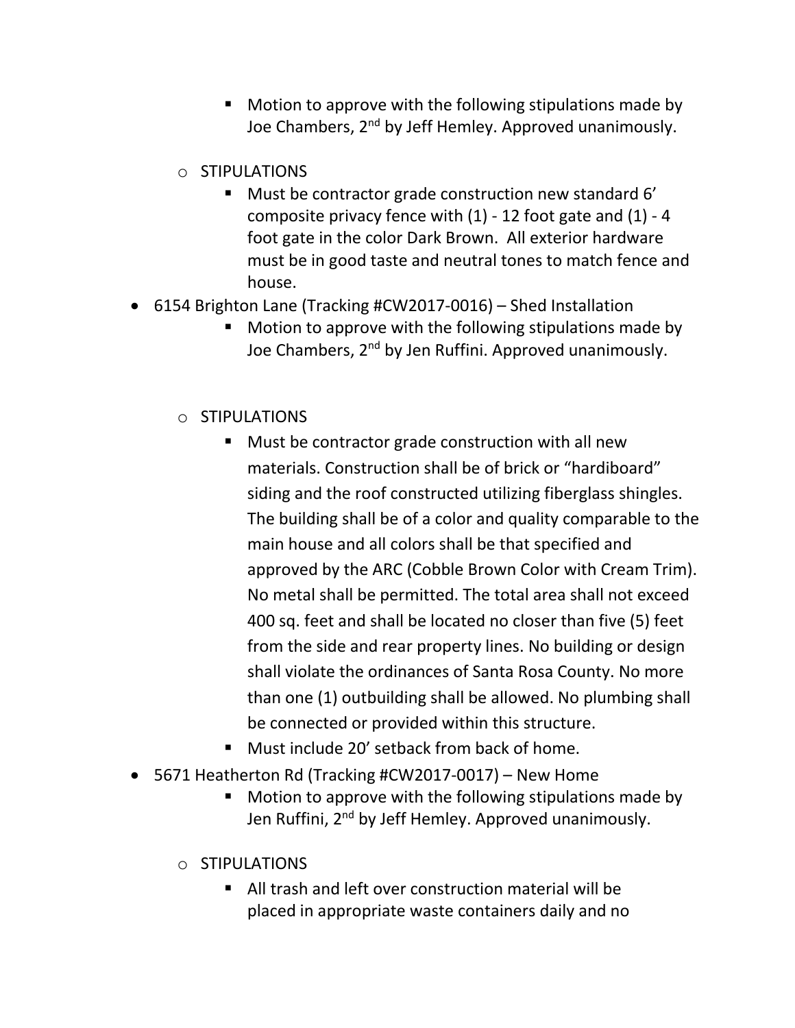- Motion to approve with the following stipulations made by Joe Chambers, 2nd by Jeff Hemley. Approved unanimously.
  - STIPULATIONS
    - Must be contractor grade construction new standard 6' composite privacy fence with (1) - 12 foot gate and (1) - 4 foot gate in the color Dark Brown. All exterior hardware must be in good taste and neutral tones to match fence and house.
- 6154 Brighton Lane (Tracking #CW2017-0016) – Shed Installation
    - Motion to approve with the following stipulations made by Joe Chambers, 2nd by Jen Ruffini. Approved unanimously.
  - STIPULATIONS
    - Must be contractor grade construction with all new materials. Construction shall be of brick or "hardiboard" siding and the roof constructed utilizing fiberglass shingles. The building shall be of a color and quality comparable to the main house and all colors shall be that specified and approved by the ARC (Cobble Brown Color with Cream Trim). No metal shall be permitted. The total area shall not exceed 400 sq. feet and shall be located no closer than five (5) feet from the side and rear property lines. No building or design shall violate the ordinances of Santa Rosa County. No more than one (1) outbuilding shall be allowed. No plumbing shall be connected or provided within this structure.
    - Must include 20' setback from back of home.
- 5671 Heatherton Rd (Tracking #CW2017-0017) – New Home
    - Motion to approve with the following stipulations made by Jen Ruffini, 2nd by Jeff Hemley. Approved unanimously.
  - STIPULATIONS
    - All trash and left over construction material will be placed in appropriate waste containers daily and no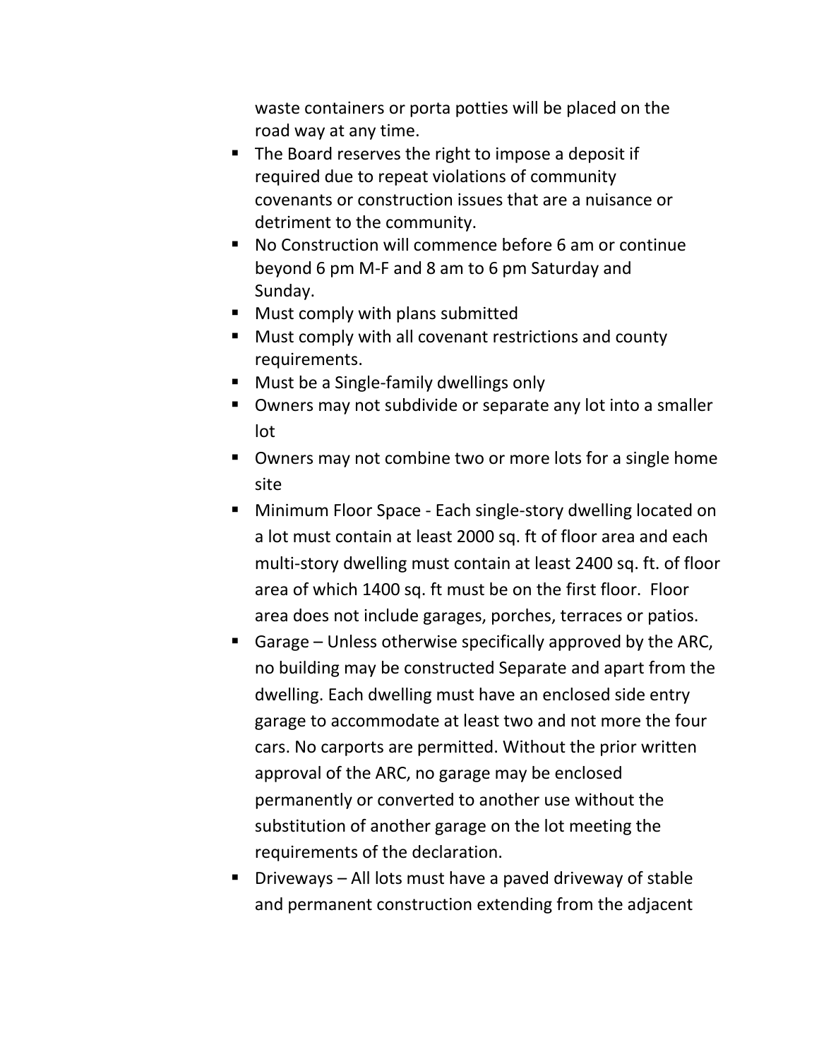waste containers or porta potties will be placed on the road way at any time.

- The Board reserves the right to impose a deposit if required due to repeat violations of community covenants or construction issues that are a nuisance or detriment to the community.
- No Construction will commence before 6 am or continue beyond 6 pm M-F and 8 am to 6 pm Saturday and Sunday.
- Must comply with plans submitted
- Must comply with all covenant restrictions and county requirements.
- Must be a Single-family dwellings only
- Owners may not subdivide or separate any lot into a smaller lot
- Owners may not combine two or more lots for a single home site
- Minimum Floor Space - Each single-story dwelling located on a lot must contain at least 2000 sq. ft of floor area and each multi-story dwelling must contain at least 2400 sq. ft. of floor area of which 1400 sq. ft must be on the first floor. Floor area does not include garages, porches, terraces or patios.
- Garage – Unless otherwise specifically approved by the ARC, no building may be constructed Separate and apart from the dwelling. Each dwelling must have an enclosed side entry garage to accommodate at least two and not more the four cars. No carports are permitted. Without the prior written approval of the ARC, no garage may be enclosed permanently or converted to another use without the substitution of another garage on the lot meeting the requirements of the declaration.
- Driveways – All lots must have a paved driveway of stable and permanent construction extending from the adjacent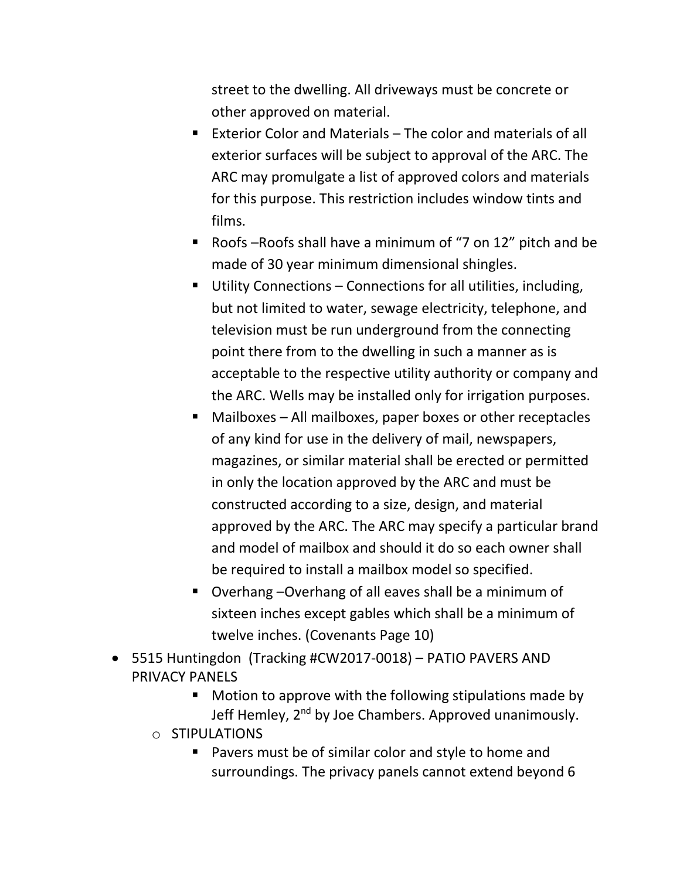street to the dwelling. All driveways must be concrete or other approved on material.

- Exterior Color and Materials – The color and materials of all exterior surfaces will be subject to approval of the ARC. The ARC may promulgate a list of approved colors and materials for this purpose. This restriction includes window tints and films.
- Roofs –Roofs shall have a minimum of "7 on 12" pitch and be made of 30 year minimum dimensional shingles.
- Utility Connections – Connections for all utilities, including, but not limited to water, sewage electricity, telephone, and television must be run underground from the connecting point there from to the dwelling in such a manner as is acceptable to the respective utility authority or company and the ARC. Wells may be installed only for irrigation purposes.
- Mailboxes – All mailboxes, paper boxes or other receptacles of any kind for use in the delivery of mail, newspapers, magazines, or similar material shall be erected or permitted in only the location approved by the ARC and must be constructed according to a size, design, and material approved by the ARC. The ARC may specify a particular brand and model of mailbox and should it do so each owner shall be required to install a mailbox model so specified.
- Overhang –Overhang of all eaves shall be a minimum of sixteen inches except gables which shall be a minimum of twelve inches. (Covenants Page 10)

- 5515 Huntingdon (Tracking #CW2017-0018) – PATIO PAVERS AND PRIVACY PANELS
  - Motion to approve with the following stipulations made by Jeff Hemley, 2nd by Joe Chambers. Approved unanimously.
  - STIPULATIONS
    - Pavers must be of similar color and style to home and surroundings. The privacy panels cannot extend beyond 6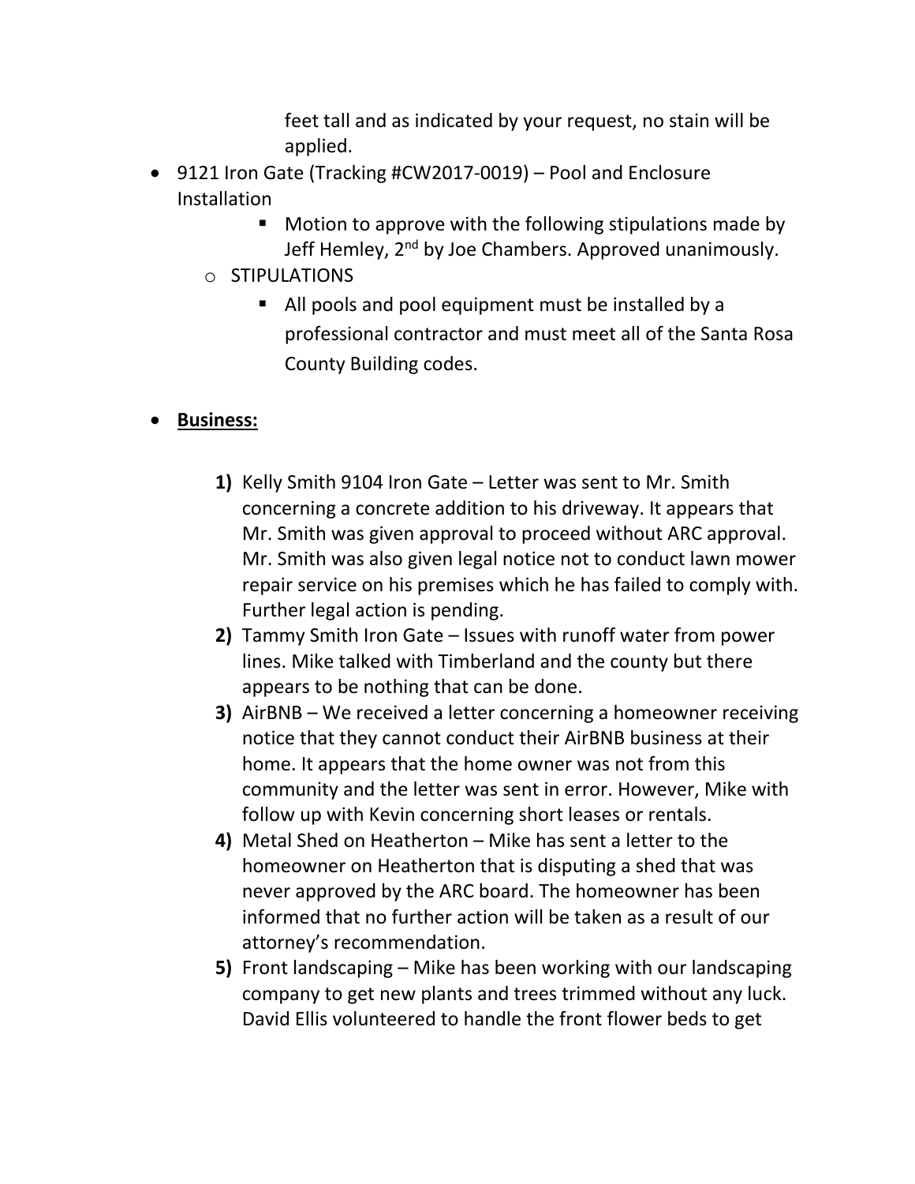feet tall and as indicated by your request, no stain will be applied.

- 9121 Iron Gate (Tracking #CW2017-0019) – Pool and Enclosure Installation
  - Motion to approve with the following stipulations made by Jeff Hemley, 2nd by Joe Chambers. Approved unanimously.
  - STIPULATIONS
    - All pools and pool equipment must be installed by a professional contractor and must meet all of the Santa Rosa County Building codes.

- **Business:**

  1) Kelly Smith 9104 Iron Gate – Letter was sent to Mr. Smith concerning a concrete addition to his driveway. It appears that Mr. Smith was given approval to proceed without ARC approval. Mr. Smith was also given legal notice not to conduct lawn mower repair service on his premises which he has failed to comply with. Further legal action is pending.
  2) Tammy Smith Iron Gate – Issues with runoff water from power lines. Mike talked with Timberland and the county but there appears to be nothing that can be done.
  3) AirBNB – We received a letter concerning a homeowner receiving notice that they cannot conduct their AirBNB business at their home. It appears that the home owner was not from this community and the letter was sent in error. However, Mike with follow up with Kevin concerning short leases or rentals.
  4) Metal Shed on Heatherton – Mike has sent a letter to the homeowner on Heatherton that is disputing a shed that was never approved by the ARC board. The homeowner has been informed that no further action will be taken as a result of our attorney's recommendation.
  5) Front landscaping – Mike has been working with our landscaping company to get new plants and trees trimmed without any luck. David Ellis volunteered to handle the front flower beds to get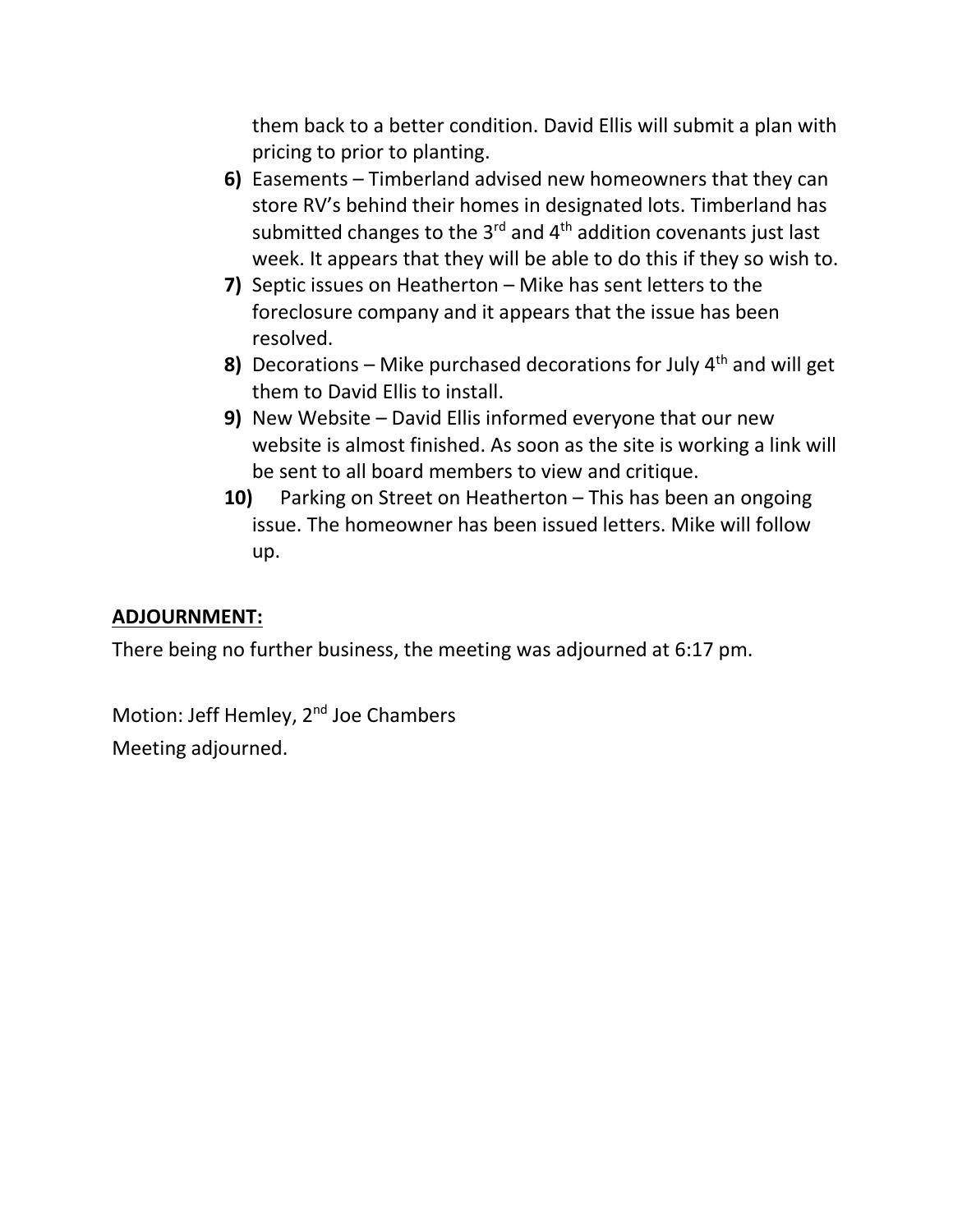them back to a better condition. David Ellis will submit a plan with pricing to prior to planting.

6) Easements – Timberland advised new homeowners that they can store RV's behind their homes in designated lots. Timberland has submitted changes to the 3rd and 4th addition covenants just last week. It appears that they will be able to do this if they so wish to.
7) Septic issues on Heatherton – Mike has sent letters to the foreclosure company and it appears that the issue has been resolved.
8) Decorations – Mike purchased decorations for July 4th and will get them to David Ellis to install.
9) New Website – David Ellis informed everyone that our new website is almost finished. As soon as the site is working a link will be sent to all board members to view and critique.
10) Parking on Street on Heatherton – This has been an ongoing issue. The homeowner has been issued letters. Mike will follow up.

**ADJOURNMENT:**

There being no further business, the meeting was adjourned at 6:17 pm.

Motion: Jeff Hemley, 2nd Joe Chambers
Meeting adjourned.